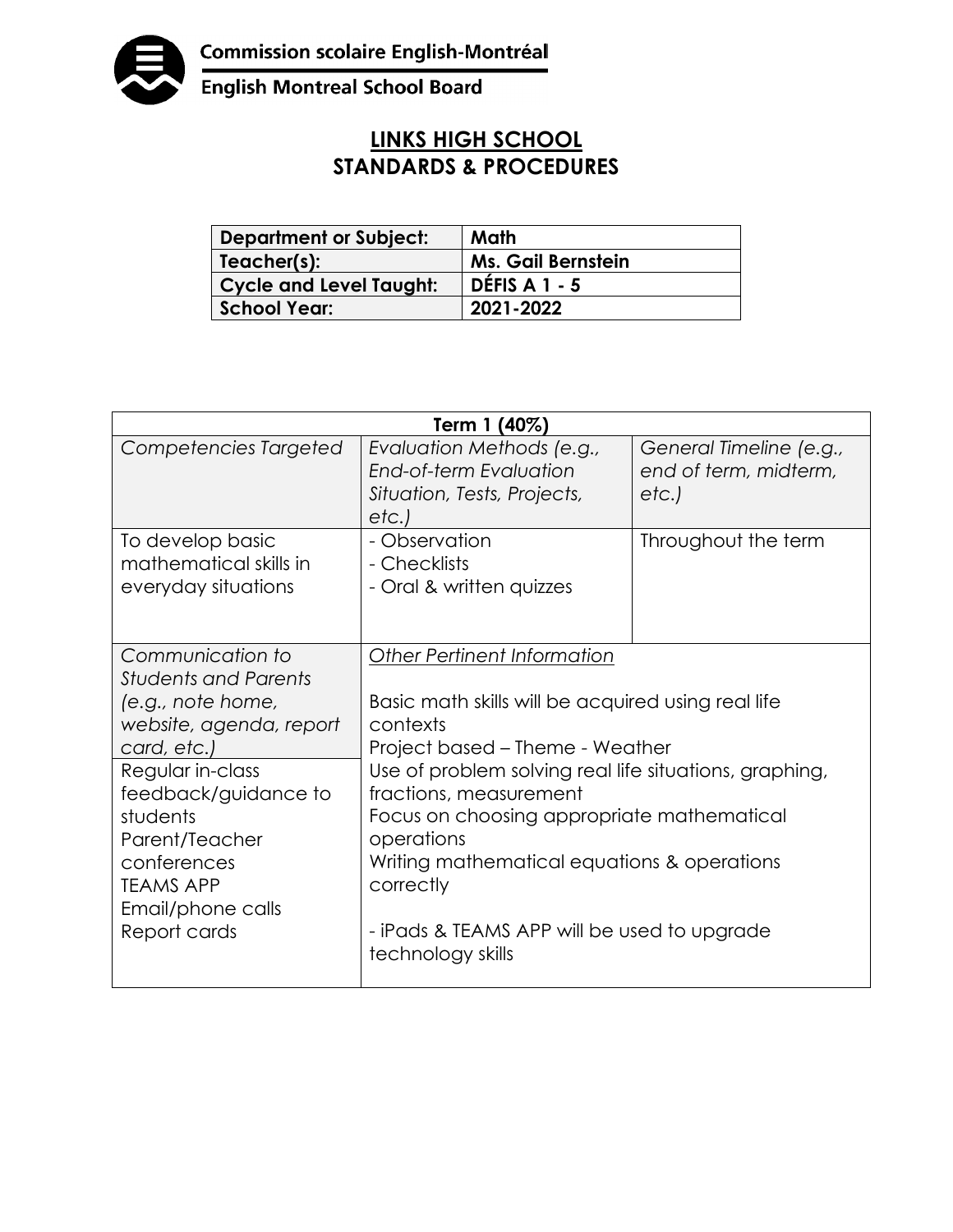Commission scolaire English-Montréal

English Montreal School Board

# LINKS HIGH SCHOOL
# STANDARDS & PROCEDURES

| **Department or Subject:** | **Math** |
|---|---|
| **Teacher(s):** | **Ms. Gail Bernstein** |
| **Cycle and Level Taught:** | **DÉFIS A 1 - 5** |
| **School Year:** | **2021-2022** |

| **Term 1 (40%)** | | |
|---|---|---|
| *Competencies Targeted* | *Evaluation Methods (e.g., End-of-term Evaluation Situation, Tests, Projects, etc.)* | *General Timeline (e.g., end of term, midterm, etc.)* |
| To develop basic mathematical skills in everyday situations | - Observation<br>- Checklists<br>- Oral & written quizzes | Throughout the term |
| *Communication to Students and Parents (e.g., note home, website, agenda, report card, etc.)* | *Other Pertinent Information*<br><br>Basic math skills will be acquired using real life contexts<br>Project based – Theme - Weather<br>Use of problem solving real life situations, graphing, fractions, measurement<br>Focus on choosing appropriate mathematical operations<br>Writing mathematical equations & operations correctly<br><br>- iPads & TEAMS APP will be used to upgrade technology skills | |
| Regular in-class feedback/guidance to students<br>Parent/Teacher conferences<br>TEAMS APP<br>Email/phone calls<br>Report cards | | |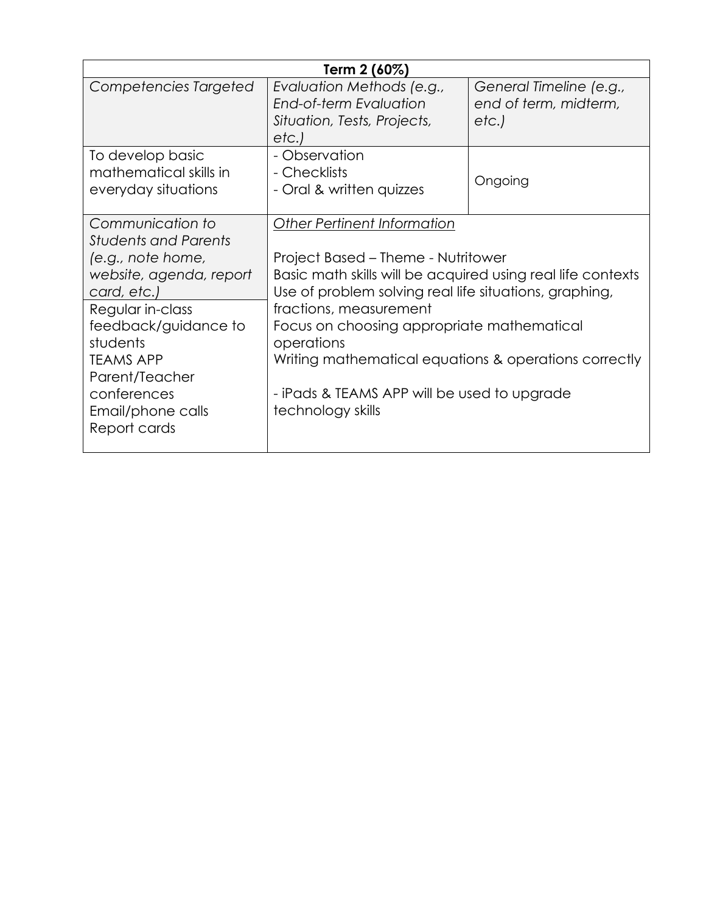| Term 2 (60%) | | |
|---|---|---|
| *Competencies Targeted* | *Evaluation Methods (e.g., End-of-term Evaluation Situation, Tests, Projects, etc.)* | *General Timeline (e.g., end of term, midterm, etc.)* |
| To develop basic mathematical skills in everyday situations | - Observation<br>- Checklists<br>- Oral & written quizzes | Ongoing |
| *Communication to Students and Parents (e.g., note home, website, agenda, report card, etc.)*<br><br>Regular in-class feedback/guidance to students<br>TEAMS APP<br>Parent/Teacher conferences<br>Email/phone calls<br>Report cards | *<u>Other Pertinent Information</u>*<br><br>Project Based – Theme - Nutritower<br>Basic math skills will be acquired using real life contexts<br>Use of problem solving real life situations, graphing, fractions, measurement<br>Focus on choosing appropriate mathematical operations<br>Writing mathematical equations & operations correctly<br><br>- iPads & TEAMS APP will be used to upgrade technology skills | |